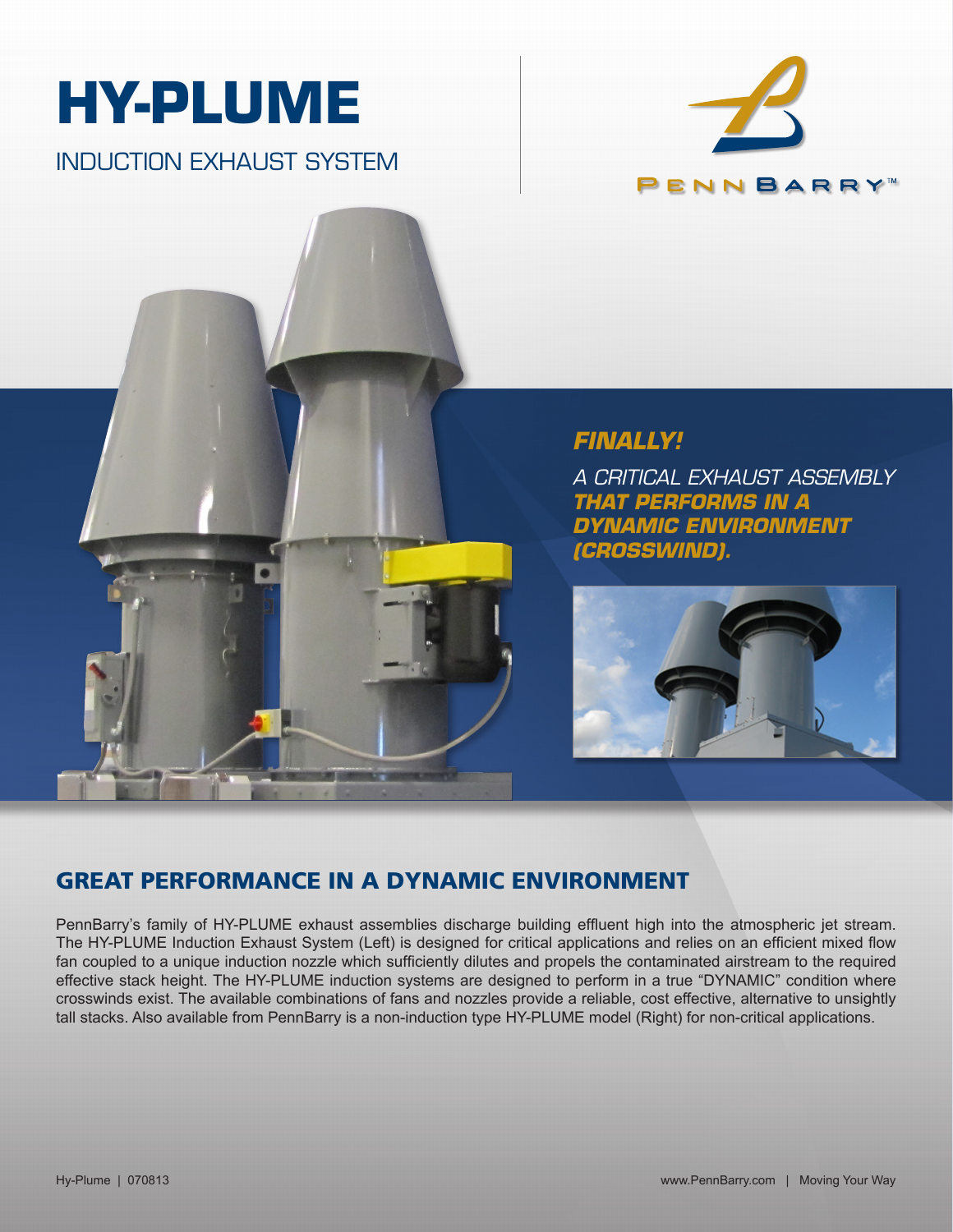# HY-PLUME

INDUCTION EXHAUST SYSTEM

PENNBARRY™

***FINALLY!***

*A CRITICAL EXHAUST ASSEMBLY* ***THAT PERFORMS IN A DYNAMIC ENVIRONMENT (CROSSWIND).***

## GREAT PERFORMANCE IN A DYNAMIC ENVIRONMENT

PennBarry's family of HY-PLUME exhaust assemblies discharge building effluent high into the atmospheric jet stream. The HY-PLUME Induction Exhaust System (Left) is designed for critical applications and relies on an efficient mixed flow fan coupled to a unique induction nozzle which sufficiently dilutes and propels the contaminated airstream to the required effective stack height. The HY-PLUME induction systems are designed to perform in a true "DYNAMIC" condition where crosswinds exist. The available combinations of fans and nozzles provide a reliable, cost effective, alternative to unsightly tall stacks. Also available from PennBarry is a non-induction type HY-PLUME model (Right) for non-critical applications.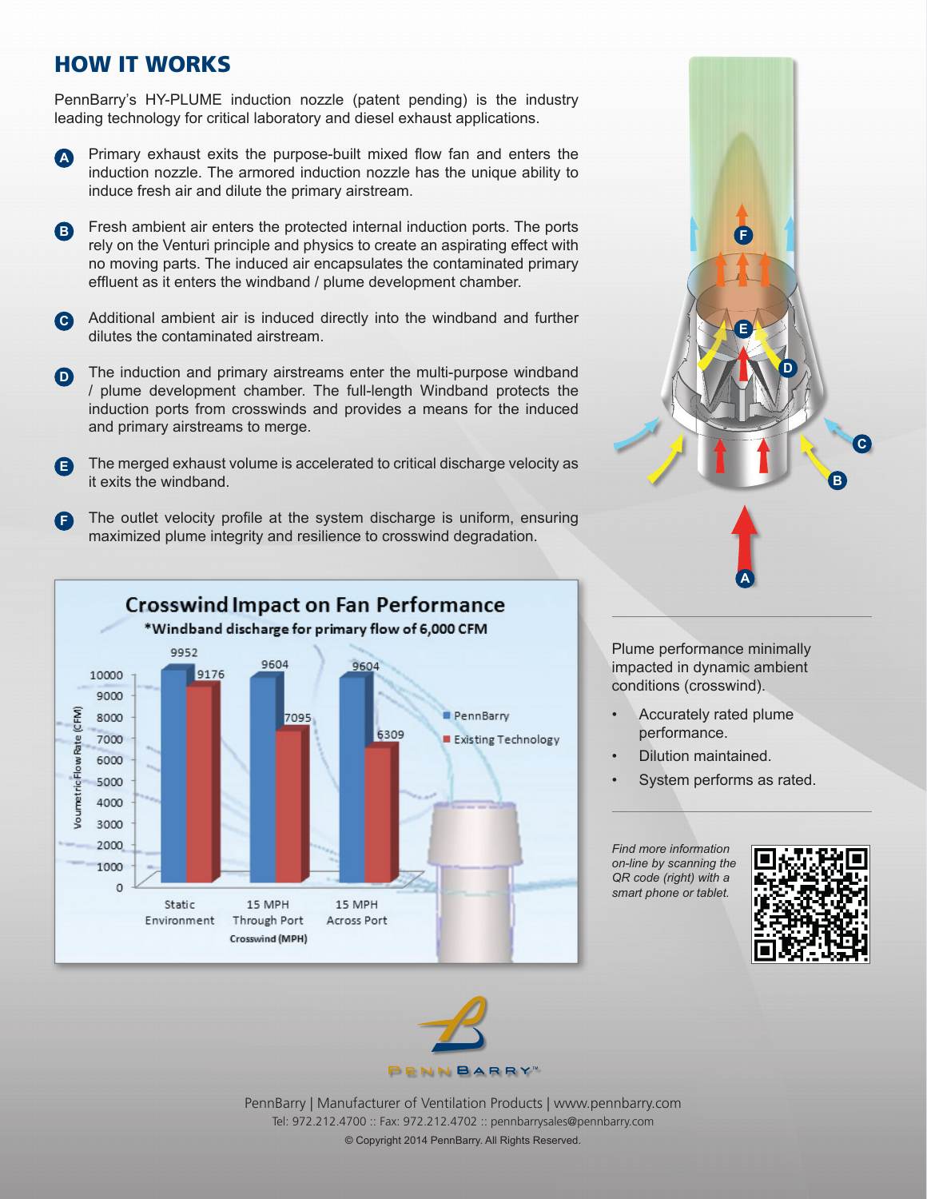## HOW IT WORKS

PennBarry's HY-PLUME induction nozzle (patent pending) is the industry leading technology for critical laboratory and diesel exhaust applications.

- **A** Primary exhaust exits the purpose-built mixed flow fan and enters the induction nozzle. The armored induction nozzle has the unique ability to induce fresh air and dilute the primary airstream.
- **B** Fresh ambient air enters the protected internal induction ports. The ports rely on the Venturi principle and physics to create an aspirating effect with no moving parts. The induced air encapsulates the contaminated primary effluent as it enters the windband / plume development chamber.
- **C** Additional ambient air is induced directly into the windband and further dilutes the contaminated airstream.
- **D** The induction and primary airstreams enter the multi-purpose windband / plume development chamber. The full-length Windband protects the induction ports from crosswinds and provides a means for the induced and primary airstreams to merge.
- **E** The merged exhaust volume is accelerated to critical discharge velocity as it exits the windband.
- **F** The outlet velocity profile at the system discharge is uniform, ensuring maximized plume integrity and resilience to crosswind degradation.

F
E
D
C
B
A

**Crosswind Impact on Fan Performance**

*Windband discharge for primary flow of 6,000 CFM

Voumetric Flow Rate (CFM)

0
1000
2000
3000
4000
5000
6000
7000
8000
9000
10000

9952
9176
9604
7095
9604
6309

Static Environment
15 MPH Through Port
15 MPH Across Port

Crosswind (MPH)

PennBarry
Existing Technology

Plume performance minimally impacted in dynamic ambient conditions (crosswind).

- Accurately rated plume performance.
- Dilution maintained.
- System performs as rated.

*Find more information on-line by scanning the QR code (right) with a smart phone or tablet.*

PENNBARRY™

PennBarry | Manufacturer of Ventilation Products | www.pennbarry.com

Tel: 972.212.4700 :: Fax: 972.212.4702 :: pennbarrysales@pennbarry.com

© Copyright 2014 PennBarry. All Rights Reserved.